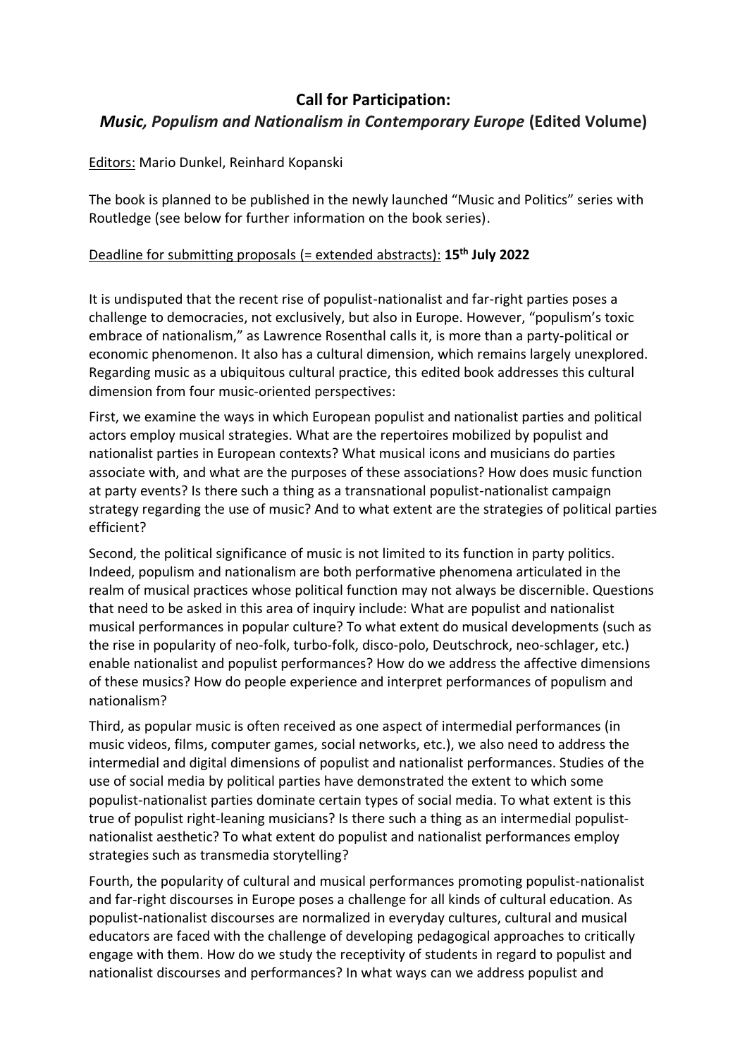# Call for Participation:

## *Music, Populism and Nationalism in Contemporary Europe* (Edited Volume)

Editors: Mario Dunkel, Reinhard Kopanski

The book is planned to be published in the newly launched "Music and Politics" series with Routledge (see below for further information on the book series).

Deadline for submitting proposals (= extended abstracts): **15th July 2022**

It is undisputed that the recent rise of populist-nationalist and far-right parties poses a challenge to democracies, not exclusively, but also in Europe. However, "populism's toxic embrace of nationalism," as Lawrence Rosenthal calls it, is more than a party-political or economic phenomenon. It also has a cultural dimension, which remains largely unexplored. Regarding music as a ubiquitous cultural practice, this edited book addresses this cultural dimension from four music-oriented perspectives:

First, we examine the ways in which European populist and nationalist parties and political actors employ musical strategies. What are the repertoires mobilized by populist and nationalist parties in European contexts? What musical icons and musicians do parties associate with, and what are the purposes of these associations? How does music function at party events? Is there such a thing as a transnational populist-nationalist campaign strategy regarding the use of music? And to what extent are the strategies of political parties efficient?

Second, the political significance of music is not limited to its function in party politics. Indeed, populism and nationalism are both performative phenomena articulated in the realm of musical practices whose political function may not always be discernible. Questions that need to be asked in this area of inquiry include: What are populist and nationalist musical performances in popular culture? To what extent do musical developments (such as the rise in popularity of neo-folk, turbo-folk, disco-polo, Deutschrock, neo-schlager, etc.) enable nationalist and populist performances? How do we address the affective dimensions of these musics? How do people experience and interpret performances of populism and nationalism?

Third, as popular music is often received as one aspect of intermedial performances (in music videos, films, computer games, social networks, etc.), we also need to address the intermedial and digital dimensions of populist and nationalist performances. Studies of the use of social media by political parties have demonstrated the extent to which some populist-nationalist parties dominate certain types of social media. To what extent is this true of populist right-leaning musicians? Is there such a thing as an intermedial populist-nationalist aesthetic? To what extent do populist and nationalist performances employ strategies such as transmedia storytelling?

Fourth, the popularity of cultural and musical performances promoting populist-nationalist and far-right discourses in Europe poses a challenge for all kinds of cultural education. As populist-nationalist discourses are normalized in everyday cultures, cultural and musical educators are faced with the challenge of developing pedagogical approaches to critically engage with them. How do we study the receptivity of students in regard to populist and nationalist discourses and performances? In what ways can we address populist and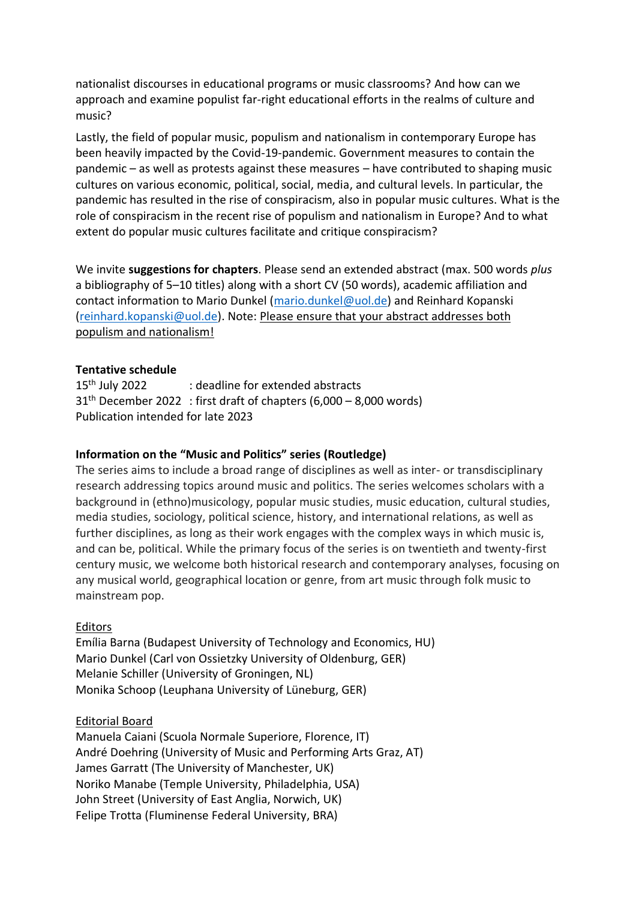nationalist discourses in educational programs or music classrooms? And how can we approach and examine populist far-right educational efforts in the realms of culture and music?

Lastly, the field of popular music, populism and nationalism in contemporary Europe has been heavily impacted by the Covid-19-pandemic. Government measures to contain the pandemic – as well as protests against these measures – have contributed to shaping music cultures on various economic, political, social, media, and cultural levels. In particular, the pandemic has resulted in the rise of conspiracism, also in popular music cultures. What is the role of conspiracism in the recent rise of populism and nationalism in Europe? And to what extent do popular music cultures facilitate and critique conspiracism?

We invite **suggestions for chapters**. Please send an extended abstract (max. 500 words *plus* a bibliography of 5–10 titles) along with a short CV (50 words), academic affiliation and contact information to Mario Dunkel (mario.dunkel@uol.de) and Reinhard Kopanski (reinhard.kopanski@uol.de). Note: Please ensure that your abstract addresses both populism and nationalism!

**Tentative schedule**

15th July 2022 : deadline for extended abstracts
31th December 2022 : first draft of chapters (6,000 – 8,000 words)
Publication intended for late 2023

**Information on the "Music and Politics" series (Routledge)**

The series aims to include a broad range of disciplines as well as inter- or transdisciplinary research addressing topics around music and politics. The series welcomes scholars with a background in (ethno)musicology, popular music studies, music education, cultural studies, media studies, sociology, political science, history, and international relations, as well as further disciplines, as long as their work engages with the complex ways in which music is, and can be, political. While the primary focus of the series is on twentieth and twenty-first century music, we welcome both historical research and contemporary analyses, focusing on any musical world, geographical location or genre, from art music through folk music to mainstream pop.

Editors

Emília Barna (Budapest University of Technology and Economics, HU)
Mario Dunkel (Carl von Ossietzky University of Oldenburg, GER)
Melanie Schiller (University of Groningen, NL)
Monika Schoop (Leuphana University of Lüneburg, GER)

Editorial Board

Manuela Caiani (Scuola Normale Superiore, Florence, IT)
André Doehring (University of Music and Performing Arts Graz, AT)
James Garratt (The University of Manchester, UK)
Noriko Manabe (Temple University, Philadelphia, USA)
John Street (University of East Anglia, Norwich, UK)
Felipe Trotta (Fluminense Federal University, BRA)